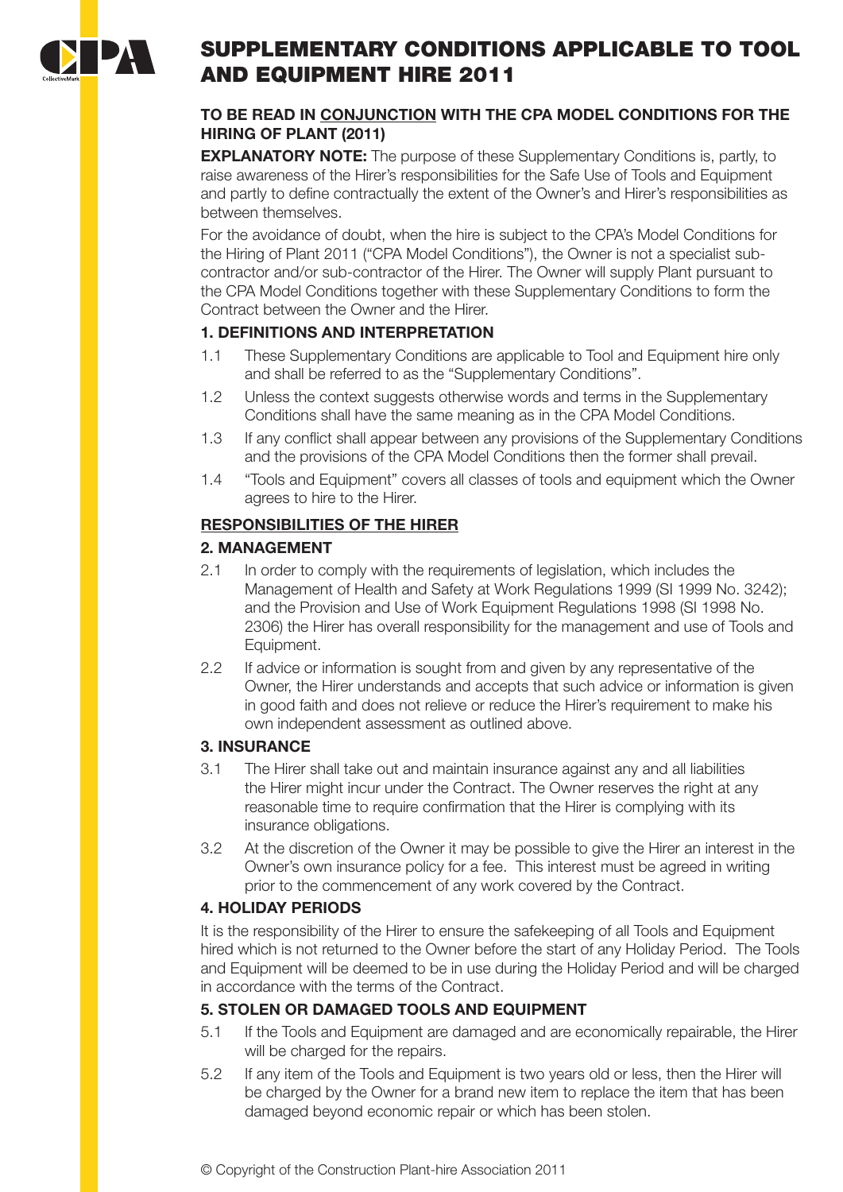# SUPPLEMENTARY CONDITIONS APPLICABLE TO TOOL AND EQUIPMENT HIRE 2011

**TO BE READ IN <u>CONJUNCTION</u> WITH THE CPA MODEL CONDITIONS FOR THE HIRING OF PLANT (2011)**

**EXPLANATORY NOTE:** The purpose of these Supplementary Conditions is, partly, to raise awareness of the Hirer's responsibilities for the Safe Use of Tools and Equipment and partly to define contractually the extent of the Owner's and Hirer's responsibilities as between themselves.

For the avoidance of doubt, when the hire is subject to the CPA's Model Conditions for the Hiring of Plant 2011 ("CPA Model Conditions"), the Owner is not a specialist sub-contractor and/or sub-contractor of the Hirer. The Owner will supply Plant pursuant to the CPA Model Conditions together with these Supplementary Conditions to form the Contract between the Owner and the Hirer.

### 1. DEFINITIONS AND INTERPRETATION

1.1 These Supplementary Conditions are applicable to Tool and Equipment hire only and shall be referred to as the "Supplementary Conditions".

1.2 Unless the context suggests otherwise words and terms in the Supplementary Conditions shall have the same meaning as in the CPA Model Conditions.

1.3 If any conflict shall appear between any provisions of the Supplementary Conditions and the provisions of the CPA Model Conditions then the former shall prevail.

1.4 "Tools and Equipment" covers all classes of tools and equipment which the Owner agrees to hire to the Hirer.

## <u>RESPONSIBILITIES OF THE HIRER</u>

### 2. MANAGEMENT

2.1 In order to comply with the requirements of legislation, which includes the Management of Health and Safety at Work Regulations 1999 (SI 1999 No. 3242); and the Provision and Use of Work Equipment Regulations 1998 (SI 1998 No. 2306) the Hirer has overall responsibility for the management and use of Tools and Equipment.

2.2 If advice or information is sought from and given by any representative of the Owner, the Hirer understands and accepts that such advice or information is given in good faith and does not relieve or reduce the Hirer's requirement to make his own independent assessment as outlined above.

### 3. INSURANCE

3.1 The Hirer shall take out and maintain insurance against any and all liabilities the Hirer might incur under the Contract. The Owner reserves the right at any reasonable time to require confirmation that the Hirer is complying with its insurance obligations.

3.2 At the discretion of the Owner it may be possible to give the Hirer an interest in the Owner's own insurance policy for a fee. This interest must be agreed in writing prior to the commencement of any work covered by the Contract.

### 4. HOLIDAY PERIODS

It is the responsibility of the Hirer to ensure the safekeeping of all Tools and Equipment hired which is not returned to the Owner before the start of any Holiday Period. The Tools and Equipment will be deemed to be in use during the Holiday Period and will be charged in accordance with the terms of the Contract.

### 5. STOLEN OR DAMAGED TOOLS AND EQUIPMENT

5.1 If the Tools and Equipment are damaged and are economically repairable, the Hirer will be charged for the repairs.

5.2 If any item of the Tools and Equipment is two years old or less, then the Hirer will be charged by the Owner for a brand new item to replace the item that has been damaged beyond economic repair or which has been stolen.

© Copyright of the Construction Plant-hire Association 2011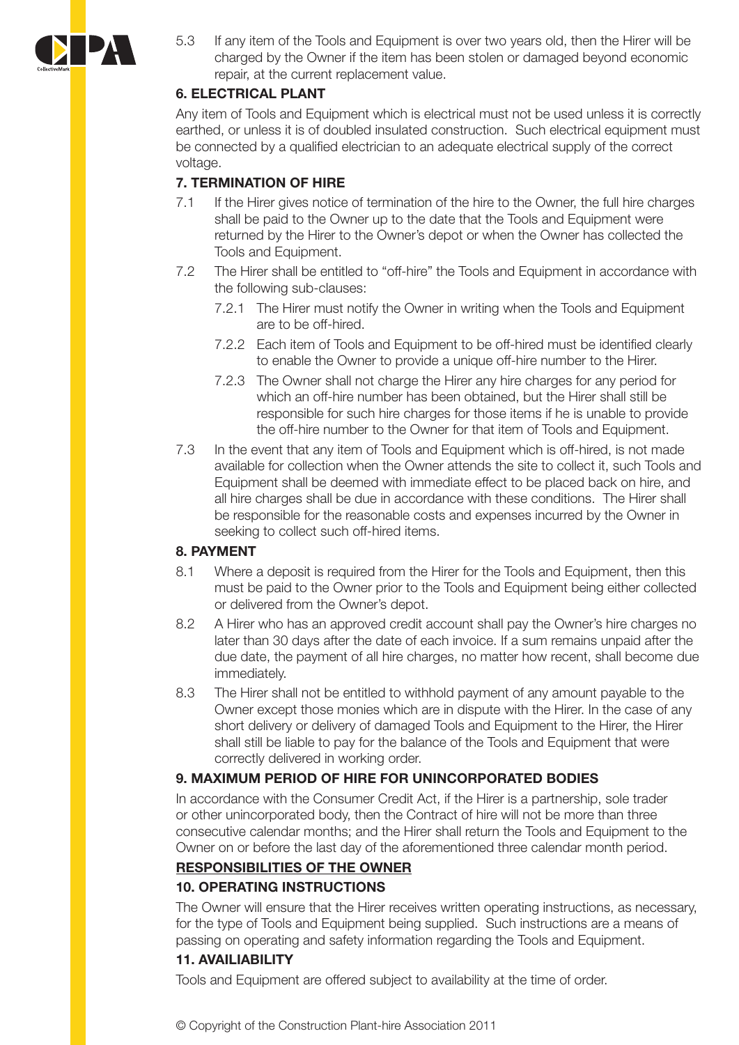5.3 If any item of the Tools and Equipment is over two years old, then the Hirer will be charged by the Owner if the item has been stolen or damaged beyond economic repair, at the current replacement value.

**6. ELECTRICAL PLANT**

Any item of Tools and Equipment which is electrical must not be used unless it is correctly earthed, or unless it is of doubled insulated construction. Such electrical equipment must be connected by a qualified electrician to an adequate electrical supply of the correct voltage.

**7. TERMINATION OF HIRE**

7.1 If the Hirer gives notice of termination of the hire to the Owner, the full hire charges shall be paid to the Owner up to the date that the Tools and Equipment were returned by the Hirer to the Owner's depot or when the Owner has collected the Tools and Equipment.

7.2 The Hirer shall be entitled to "off-hire" the Tools and Equipment in accordance with the following sub-clauses:

7.2.1 The Hirer must notify the Owner in writing when the Tools and Equipment are to be off-hired.

7.2.2 Each item of Tools and Equipment to be off-hired must be identified clearly to enable the Owner to provide a unique off-hire number to the Hirer.

7.2.3 The Owner shall not charge the Hirer any hire charges for any period for which an off-hire number has been obtained, but the Hirer shall still be responsible for such hire charges for those items if he is unable to provide the off-hire number to the Owner for that item of Tools and Equipment.

7.3 In the event that any item of Tools and Equipment which is off-hired, is not made available for collection when the Owner attends the site to collect it, such Tools and Equipment shall be deemed with immediate effect to be placed back on hire, and all hire charges shall be due in accordance with these conditions. The Hirer shall be responsible for the reasonable costs and expenses incurred by the Owner in seeking to collect such off-hired items.

**8. PAYMENT**

8.1 Where a deposit is required from the Hirer for the Tools and Equipment, then this must be paid to the Owner prior to the Tools and Equipment being either collected or delivered from the Owner's depot.

8.2 A Hirer who has an approved credit account shall pay the Owner's hire charges no later than 30 days after the date of each invoice. If a sum remains unpaid after the due date, the payment of all hire charges, no matter how recent, shall become due immediately.

8.3 The Hirer shall not be entitled to withhold payment of any amount payable to the Owner except those monies which are in dispute with the Hirer. In the case of any short delivery or delivery of damaged Tools and Equipment to the Hirer, the Hirer shall still be liable to pay for the balance of the Tools and Equipment that were correctly delivered in working order.

**9. MAXIMUM PERIOD OF HIRE FOR UNINCORPORATED BODIES**

In accordance with the Consumer Credit Act, if the Hirer is a partnership, sole trader or other unincorporated body, then the Contract of hire will not be more than three consecutive calendar months; and the Hirer shall return the Tools and Equipment to the Owner on or before the last day of the aforementioned three calendar month period.

**RESPONSIBILITIES OF THE OWNER**

**10. OPERATING INSTRUCTIONS**

The Owner will ensure that the Hirer receives written operating instructions, as necessary, for the type of Tools and Equipment being supplied. Such instructions are a means of passing on operating and safety information regarding the Tools and Equipment.

**11. AVAILIABILITY**

Tools and Equipment are offered subject to availability at the time of order.

© Copyright of the Construction Plant-hire Association 2011